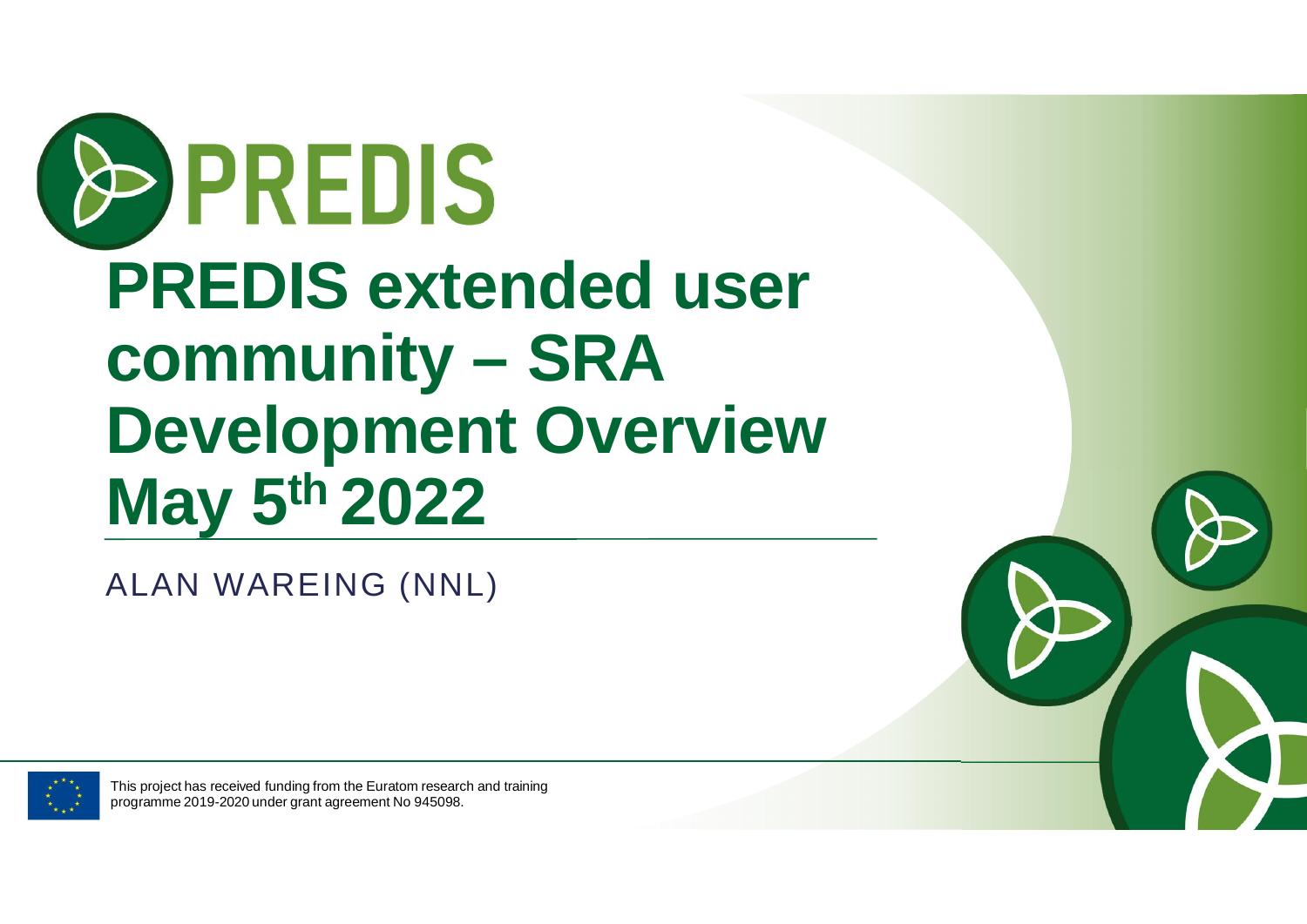PREDIS

# PREDIS extended user community – SRA Development Overview May 5th 2022

ALAN WAREING (NNL)

This project has received funding from the Euratom research and training programme 2019-2020 under grant agreement No 945098.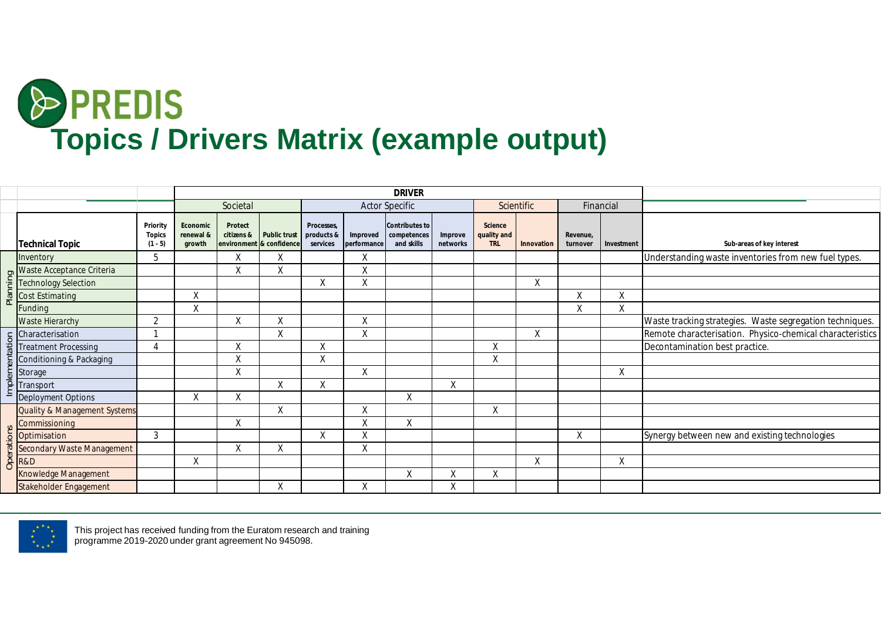# PREDIS

## Topics / Drivers Matrix (example output)

| | | | DRIVER | | | | | | | | | | | |
|---|---|---|---|---|---|---|---|---|---|---|---|---|---|---|
| | | | Societal | | | Actor Specific | | | | Scientific | | Financial | | |
| | **Technical Topic** | **Priority Topics (1 - 5)** | **Economic renewal & growth** | **Protect citizens & environment** | **Public trust & confidence** | **Processes, products & services** | **Improved performance** | **Contributes to competences and skills** | **Improve networks** | **Science quality and TRL** | **Innovation** | **Revenue, turnover** | **Investment** | **Sub-areas of key interest** |
| Planning | Inventory | 5 | | X | X | | X | | | | | | | Understanding waste inventories from new fuel types. |
| | Waste Acceptance Criteria | | | X | X | | X | | | | | | | |
| | Technology Selection | | | | | X | X | | | | X | | | |
| | Cost Estimating | | X | | | | | | | | | X | X | |
| | Funding | | X | | | | | | | | | X | X | |
| Implementation | Waste Hierarchy | 2 | | X | X | | X | | | | | | | Waste tracking strategies. Waste segregation techniques. |
| | Characterisation | 1 | | | X | | X | | | | X | | | Remote characterisation. Physico-chemical characteristics |
| | Treatment Processing | 4 | | X | | X | | | | X | | | | Decontamination best practice. |
| | Conditioning & Packaging | | | X | | X | | | | X | | | | |
| | Storage | | | X | | | X | | | | | | X | |
| | Transport | | | | X | X | | | X | | | | | |
| | Deployment Options | | X | X | | | | X | | | | | | |
| Operations | Quality & Management Systems | | | | X | | X | | | X | | | | |
| | Commissioning | | | X | | | X | X | | | | | | |
| | Optimisation | 3 | | | | X | X | | | | | X | | Synergy between new and existing technologies |
| | Secondary Waste Management | | | X | X | | X | | | | | | | |
| | R&D | | X | | | | | | | | X | | X | |
| | Knowledge Management | | | | | | | X | X | X | | | | |
| | Stakeholder Engagement | | | | X | | X | | X | | | | | |

This project has received funding from the Euratom research and training programme 2019-2020 under grant agreement No 945098.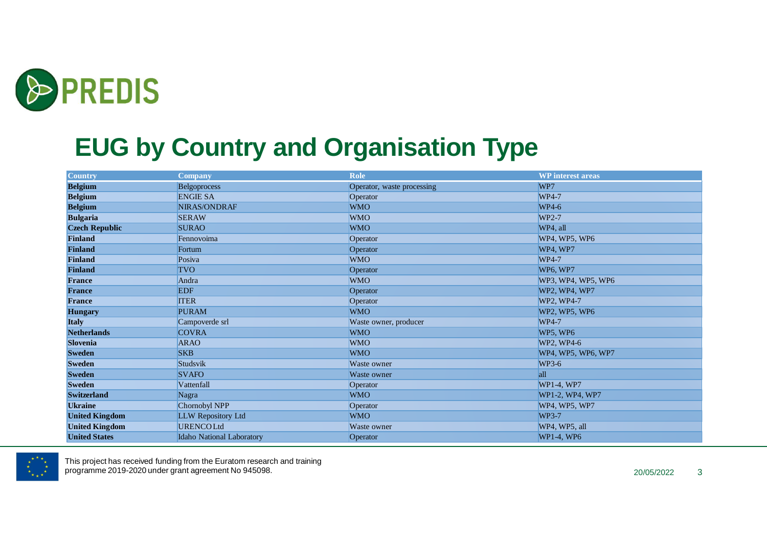# EUG by Country and Organisation Type

| Country | Company | Role | WP interest areas |
|---|---|---|---|
| **Belgium** | Belgoprocess | Operator, waste processing | WP7 |
| **Belgium** | ENGIE SA | Operator | WP4-7 |
| **Belgium** | NIRAS/ONDRAF | WMO | WP4-6 |
| **Bulgaria** | SERAW | WMO | WP2-7 |
| **Czech Republic** | SURAO | WMO | WP4, all |
| **Finland** | Fennovoima | Operator | WP4, WP5, WP6 |
| **Finland** | Fortum | Operator | WP4, WP7 |
| **Finland** | Posiva | WMO | WP4-7 |
| **Finland** | TVO | Operator | WP6, WP7 |
| **France** | Andra | WMO | WP3, WP4, WP5, WP6 |
| **France** | EDF | Operator | WP2, WP4, WP7 |
| **France** | ITER | Operator | WP2, WP4-7 |
| **Hungary** | PURAM | WMO | WP2, WP5, WP6 |
| **Italy** | Campoverde srl | Waste owner, producer | WP4-7 |
| **Netherlands** | COVRA | WMO | WP5, WP6 |
| **Slovenia** | ARAO | WMO | WP2, WP4-6 |
| **Sweden** | SKB | WMO | WP4, WP5, WP6, WP7 |
| **Sweden** | Studsvik | Waste owner | WP3-6 |
| **Sweden** | SVAFO | Waste owner | all |
| **Sweden** | Vattenfall | Operator | WP1-4, WP7 |
| **Switzerland** | Nagra | WMO | WP1-2, WP4, WP7 |
| **Ukraine** | Chornobyl NPP | Operator | WP4, WP5, WP7 |
| **United Kingdom** | LLW Repository Ltd | WMO | WP3-7 |
| **United Kingdom** | URENCO Ltd | Waste owner | WP4, WP5, all |
| **United States** | Idaho National Laboratory | Operator | WP1-4, WP6 |

This project has received funding from the Euratom research and training programme 2019-2020 under grant agreement No 945098.

20/05/2022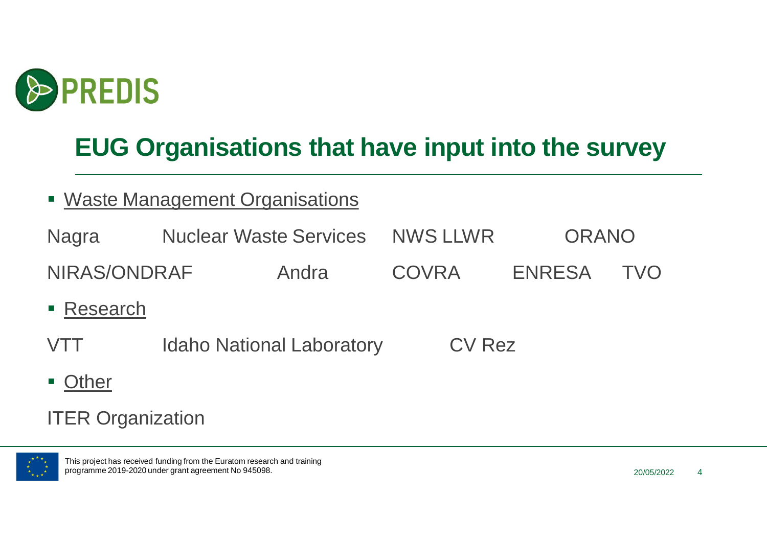# EUG Organisations that have input into the survey

- Waste Management Organisations

Nagra    Nuclear Waste Services    NWS LLWR    ORANO

NIRAS/ONDRAF    Andra    COVRA    ENRESA    TVO

- Research

VTT    Idaho National Laboratory    CV Rez

- Other

ITER Organization

This project has received funding from the Euratom research and training programme 2019-2020 under grant agreement No 945098.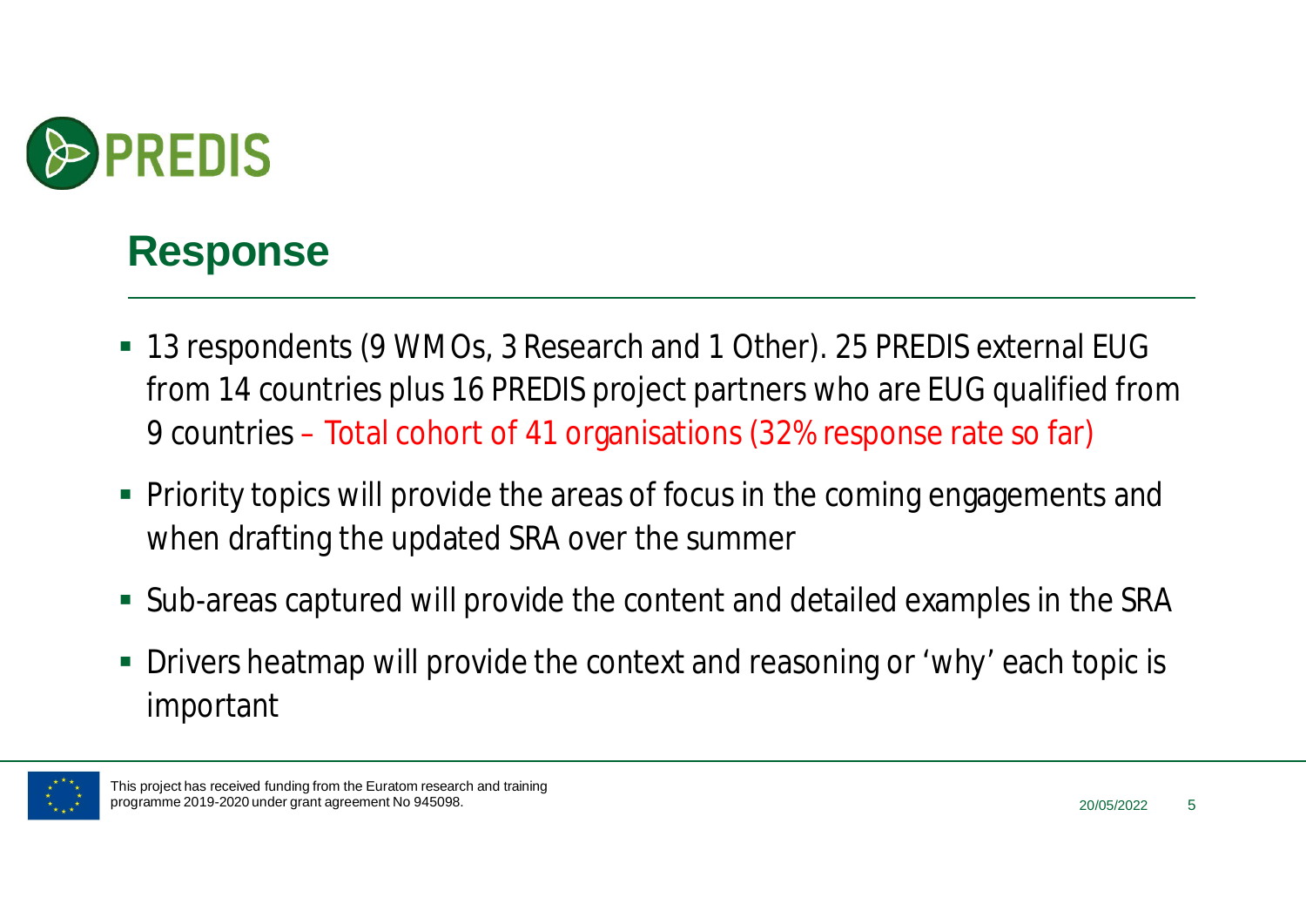## Response

- 13 respondents (9 WMOs, 3 Research and 1 Other). 25 PREDIS external EUG from 14 countries plus 16 PREDIS project partners who are EUG qualified from 9 countries – Total cohort of 41 organisations (32% response rate so far)
- Priority topics will provide the areas of focus in the coming engagements and when drafting the updated SRA over the summer
- Sub-areas captured will provide the content and detailed examples in the SRA
- Drivers heatmap will provide the context and reasoning or 'why' each topic is important

This project has received funding from the Euratom research and training programme 2019-2020 under grant agreement No 945098.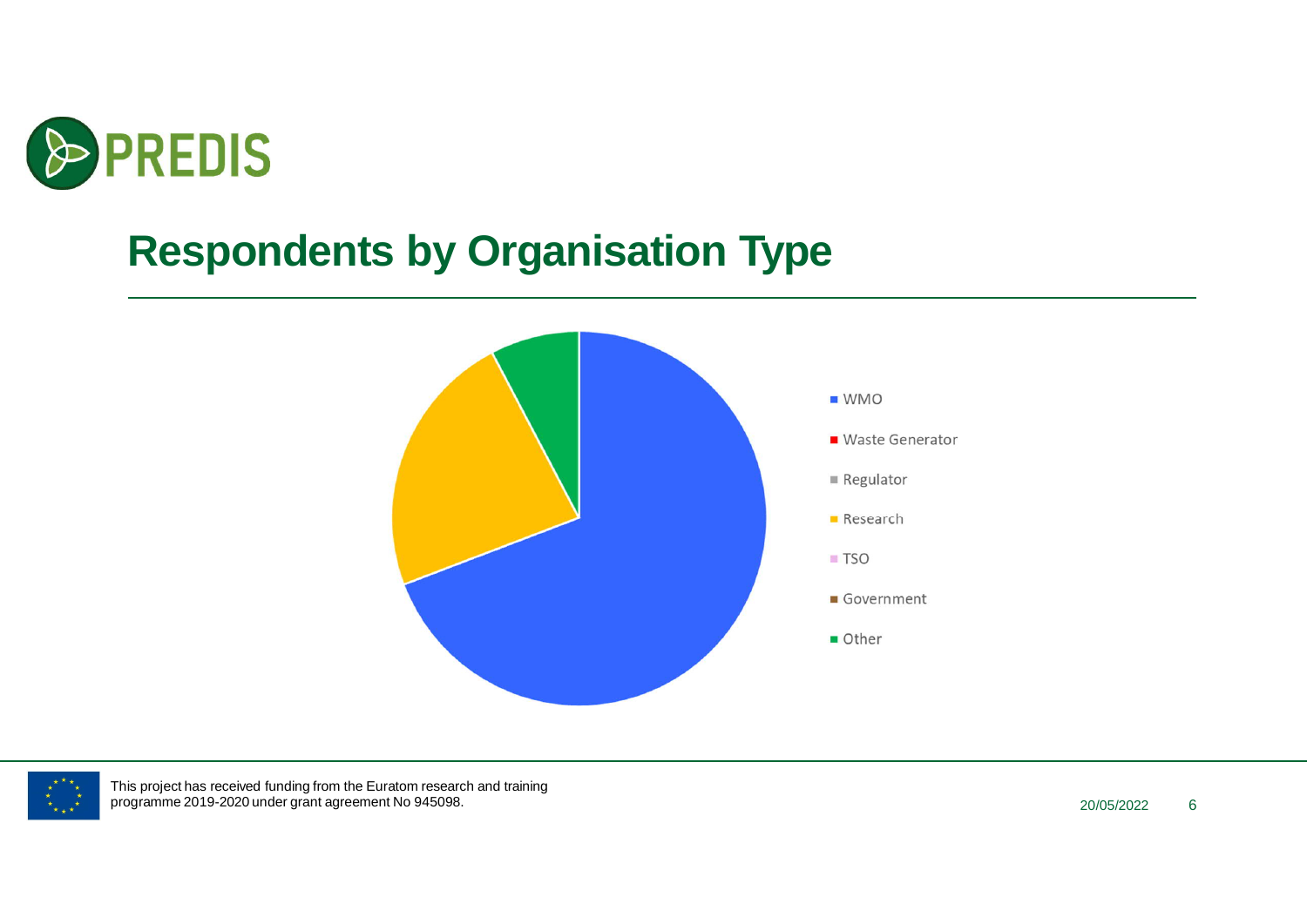# Respondents by Organisation Type

- WMO
- Waste Generator
- Regulator
- Research
- TSO
- Government
- Other

This project has received funding from the Euratom research and training programme 2019-2020 under grant agreement No 945098.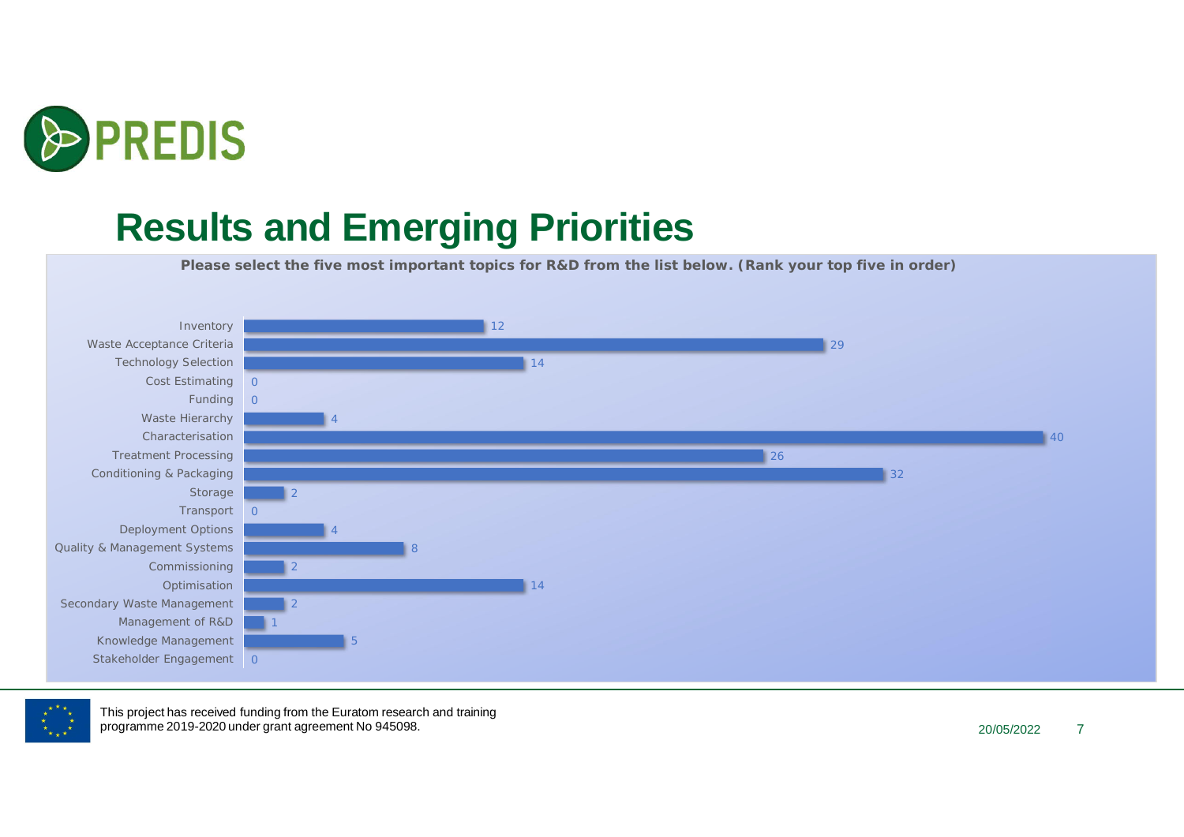# Results and Emerging Priorities

**Please select the five most important topics for R&D from the list below. (Rank your top five in order)**

| Topic | Count |
| --- | --- |
| Inventory | 12 |
| Waste Acceptance Criteria | 29 |
| Technology Selection | 14 |
| Cost Estimating | 0 |
| Funding | 0 |
| Waste Hierarchy | 4 |
| Characterisation | 40 |
| Treatment Processing | 26 |
| Conditioning & Packaging | 32 |
| Storage | 2 |
| Transport | 0 |
| Deployment Options | 4 |
| Quality & Management Systems | 8 |
| Commissioning | 2 |
| Optimisation | 14 |
| Secondary Waste Management | 2 |
| Management of R&D | 1 |
| Knowledge Management | 5 |
| Stakeholder Engagement | 0 |

This project has received funding from the Euratom research and training programme 2019-2020 under grant agreement No 945098.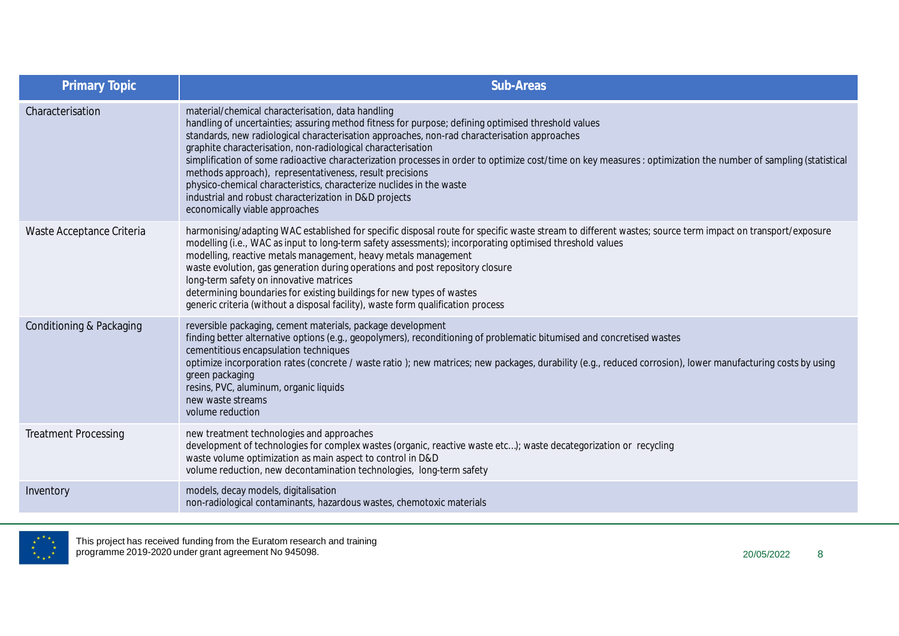| Primary Topic | Sub-Areas |
|---|---|
| Characterisation | material/chemical characterisation, data handling<br>handling of uncertainties; assuring method fitness for purpose; defining optimised threshold values<br>standards, new radiological characterisation approaches, non-rad characterisation approaches<br>graphite characterisation, non-radiological characterisation<br>simplification of some radioactive characterization processes in order to optimize cost/time on key measures : optimization the number of sampling (statistical methods approach), representativeness, result precisions<br>physico-chemical characteristics, characterize nuclides in the waste<br>industrial and robust characterization in D&D projects<br>economically viable approaches |
| Waste Acceptance Criteria | harmonising/adapting WAC established for specific disposal route for specific waste stream to different wastes; source term impact on transport/exposure modelling (i.e., WAC as input to long-term safety assessments); incorporating optimised threshold values<br>modelling, reactive metals management, heavy metals management<br>waste evolution, gas generation during operations and post repository closure<br>long-term safety on innovative matrices<br>determining boundaries for existing buildings for new types of wastes<br>generic criteria (without a disposal facility), waste form qualification process |
| Conditioning & Packaging | reversible packaging, cement materials, package development<br>finding better alternative options (e.g., geopolymers), reconditioning of problematic bitumised and concretised wastes<br>cementitious encapsulation techniques<br>optimize incorporation rates (concrete / waste ratio ); new matrices; new packages, durability (e.g., reduced corrosion), lower manufacturing costs by using green packaging<br>resins, PVC, aluminum, organic liquids<br>new waste streams<br>volume reduction |
| Treatment Processing | new treatment technologies and approaches<br>development of technologies for complex wastes (organic, reactive waste etc…); waste decategorization or recycling<br>waste volume optimization as main aspect to control in D&D<br>volume reduction, new decontamination technologies, long-term safety |
| Inventory | models, decay models, digitalisation<br>non-radiological contaminants, hazardous wastes, chemotoxic materials |

This project has received funding from the Euratom research and training programme 2019-2020 under grant agreement No 945098.

20/05/2022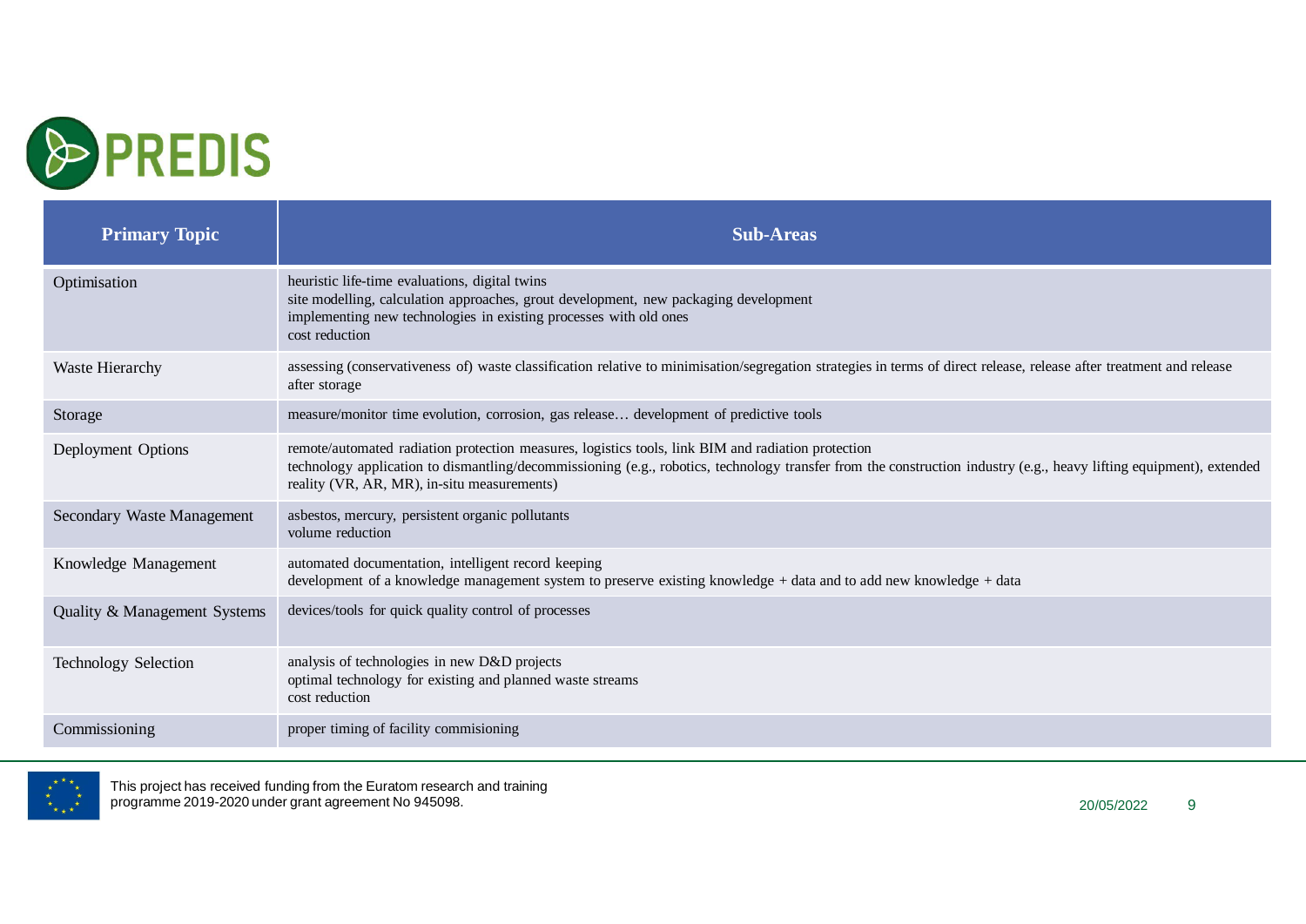| Primary Topic | Sub-Areas |
| --- | --- |
| Optimisation | heuristic life-time evaluations, digital twins<br>site modelling, calculation approaches, grout development, new packaging development<br>implementing new technologies in existing processes with old ones<br>cost reduction |
| Waste Hierarchy | assessing (conservativeness of) waste classification relative to minimisation/segregation strategies in terms of direct release, release after treatment and release after storage |
| Storage | measure/monitor time evolution, corrosion, gas release… development of predictive tools |
| Deployment Options | remote/automated radiation protection measures, logistics tools, link BIM and radiation protection<br>technology application to dismantling/decommissioning (e.g., robotics, technology transfer from the construction industry (e.g., heavy lifting equipment), extended reality (VR, AR, MR), in-situ measurements) |
| Secondary Waste Management | asbestos, mercury, persistent organic pollutants<br>volume reduction |
| Knowledge Management | automated documentation, intelligent record keeping<br>development of a knowledge management system to preserve existing knowledge + data and to add new knowledge + data |
| Quality & Management Systems | devices/tools for quick quality control of processes |
| Technology Selection | analysis of technologies in new D&D projects<br>optimal technology for existing and planned waste streams<br>cost reduction |
| Commissioning | proper timing of facility commisioning |

This project has received funding from the Euratom research and training programme 2019-2020 under grant agreement No 945098.

20/05/2022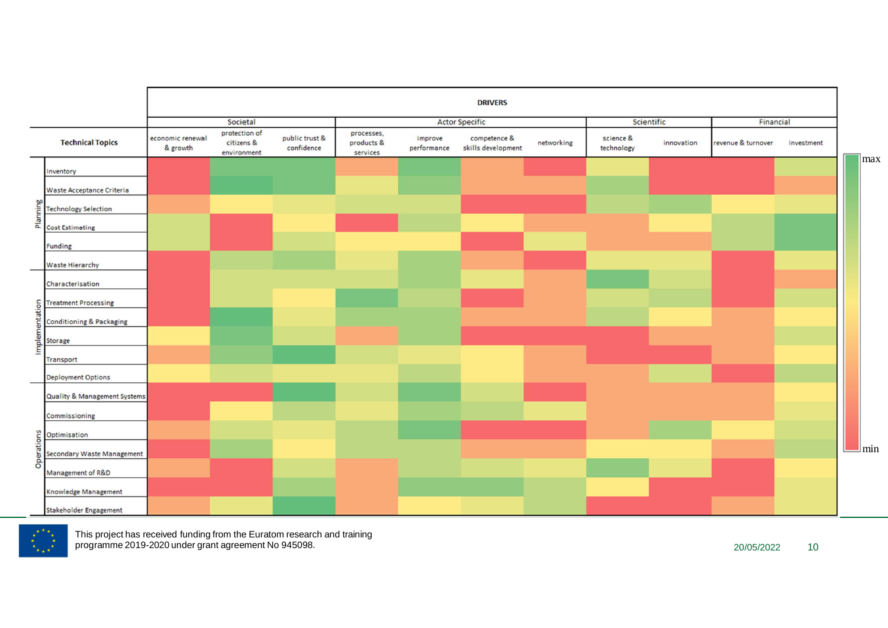| | DRIVERS | | | | | | | | | | |
|---|---|---|---|---|---|---|---|---|---|---|---|
| | Societal | | | Actor Specific | | | | Scientific | | Financial | |
| Technical Topics | economic renewal & growth | protection of citizens & environment | public trust & confidence | processes, products & services | improve performance | competence & skills development | networking | science & technology | innovation | revenue & turnover | investment |
| **Planning** | | | | | | | | | | | |
| Inventory | | | | | | | | | | | |
| Waste Acceptance Criteria | | | | | | | | | | | |
| Technology Selection | | | | | | | | | | | |
| Cost Estimating | | | | | | | | | | | |
| Funding | | | | | | | | | | | |
| Waste Hierarchy | | | | | | | | | | | |
| **Implementation** | | | | | | | | | | | |
| Characterisation | | | | | | | | | | | |
| Treatment Processing | | | | | | | | | | | |
| Conditioning & Packaging | | | | | | | | | | | |
| Storage | | | | | | | | | | | |
| Transport | | | | | | | | | | | |
| Deployment Options | | | | | | | | | | | |
| **Operations** | | | | | | | | | | | |
| Quality & Management Systems | | | | | | | | | | | |
| Commissioning | | | | | | | | | | | |
| Optimisation | | | | | | | | | | | |
| Secondary Waste Management | | | | | | | | | | | |
| Management of R&D | | | | | | | | | | | |
| Knowledge Management | | | | | | | | | | | |
| Stakeholder Engagement | | | | | | | | | | | |

max

min

This project has received funding from the Euratom research and training programme 2019-2020 under grant agreement No 945098.

20/05/2022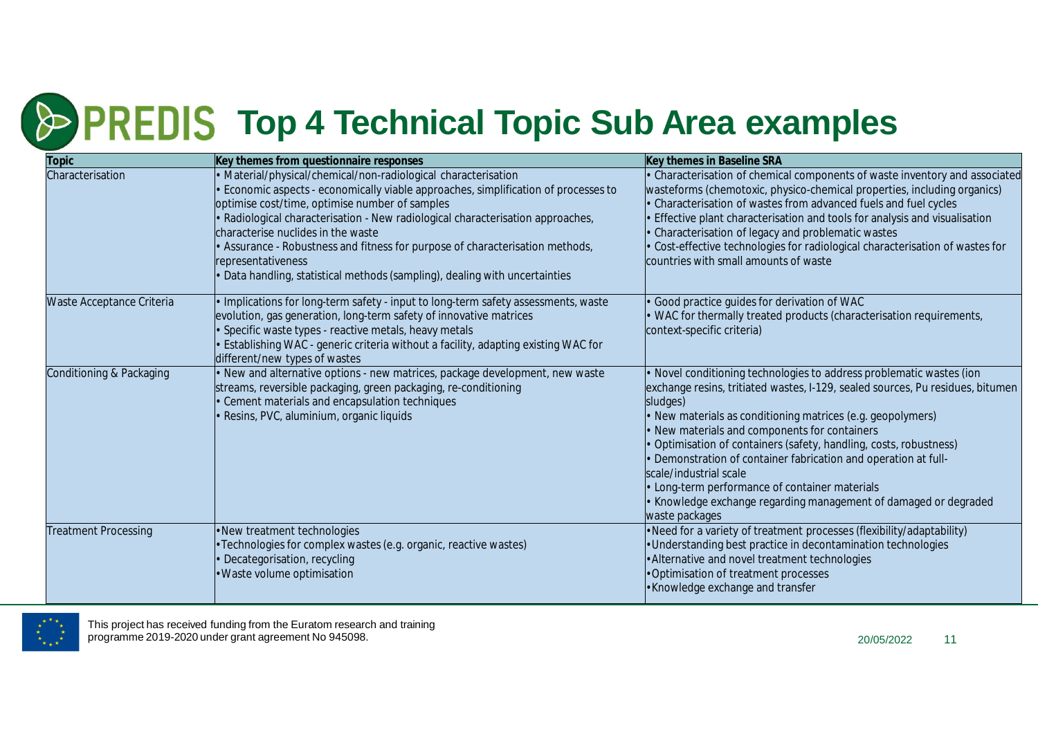# PREDIS Top 4 Technical Topic Sub Area examples

| Topic | Key themes from questionnaire responses | Key themes in Baseline SRA |
|---|---|---|
| Characterisation | • Material/physical/chemical/non-radiological characterisation<br>• Economic aspects - economically viable approaches, simplification of processes to optimise cost/time, optimise number of samples<br>• Radiological characterisation - New radiological characterisation approaches, characterise nuclides in the waste<br>• Assurance - Robustness and fitness for purpose of characterisation methods, representativeness<br>• Data handling, statistical methods (sampling), dealing with uncertainties | • Characterisation of chemical components of waste inventory and associated wasteforms (chemotoxic, physico-chemical properties, including organics)<br>• Characterisation of wastes from advanced fuels and fuel cycles<br>• Effective plant characterisation and tools for analysis and visualisation<br>• Characterisation of legacy and problematic wastes<br>• Cost-effective technologies for radiological characterisation of wastes for countries with small amounts of waste |
| Waste Acceptance Criteria | • Implications for long-term safety - input to long-term safety assessments, waste evolution, gas generation, long-term safety of innovative matrices<br>• Specific waste types - reactive metals, heavy metals<br>• Establishing WAC - generic criteria without a facility, adapting existing WAC for different/new types of wastes | • Good practice guides for derivation of WAC<br>• WAC for thermally treated products (characterisation requirements, context-specific criteria) |
| Conditioning & Packaging | • New and alternative options - new matrices, package development, new waste streams, reversible packaging, green packaging, re-conditioning<br>• Cement materials and encapsulation techniques<br>• Resins, PVC, aluminium, organic liquids | • Novel conditioning technologies to address problematic wastes (ion exchange resins, tritiated wastes, I-129, sealed sources, Pu residues, bitumen sludges)<br>• New materials as conditioning matrices (e.g. geopolymers)<br>• New materials and components for containers<br>• Optimisation of containers (safety, handling, costs, robustness)<br>• Demonstration of container fabrication and operation at full-scale/industrial scale<br>• Long-term performance of container materials<br>• Knowledge exchange regarding management of damaged or degraded waste packages |
| Treatment Processing | • New treatment technologies<br>• Technologies for complex wastes (e.g. organic, reactive wastes)<br>• Decategorisation, recycling<br>• Waste volume optimisation | • Need for a variety of treatment processes (flexibility/adaptability)<br>• Understanding best practice in decontamination technologies<br>• Alternative and novel treatment technologies<br>• Optimisation of treatment processes<br>• Knowledge exchange and transfer |

This project has received funding from the Euratom research and training programme 2019-2020 under grant agreement No 945098.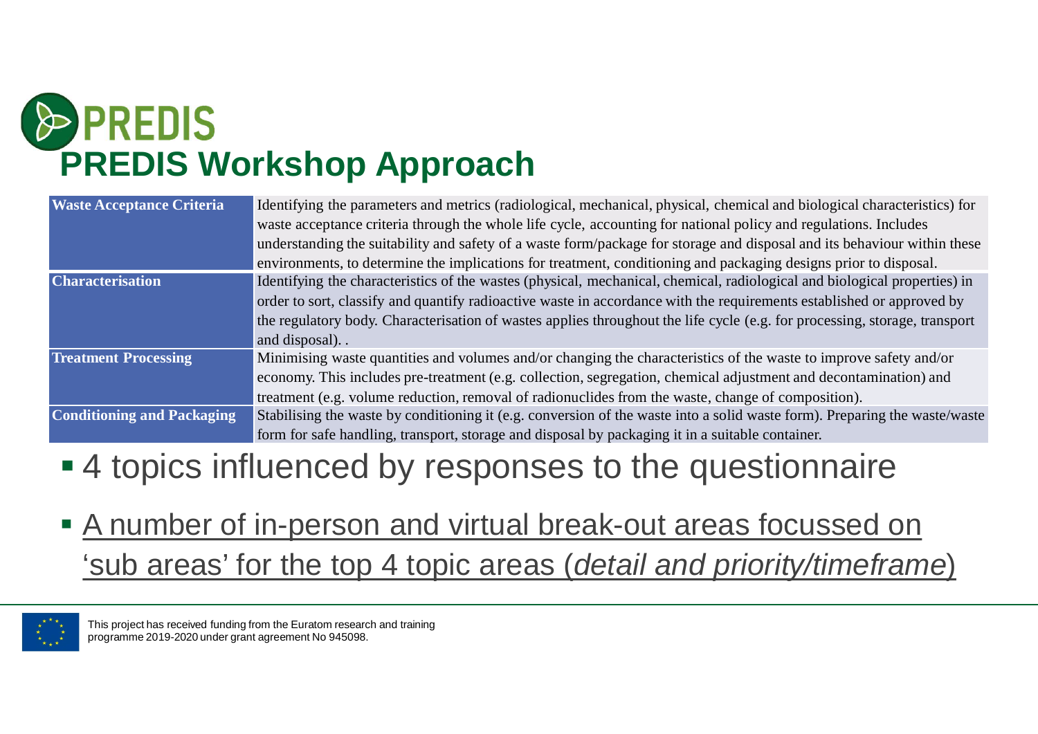# PREDIS

## PREDIS Workshop Approach

| Waste Acceptance Criteria | Identifying the parameters and metrics (radiological, mechanical, physical, chemical and biological characteristics) for waste acceptance criteria through the whole life cycle, accounting for national policy and regulations. Includes understanding the suitability and safety of a waste form/package for storage and disposal and its behaviour within these environments, to determine the implications for treatment, conditioning and packaging designs prior to disposal. |
|---|---|
| **Characterisation** | Identifying the characteristics of the wastes (physical, mechanical, chemical, radiological and biological properties) in order to sort, classify and quantify radioactive waste in accordance with the requirements established or approved by the regulatory body. Characterisation of wastes applies throughout the life cycle (e.g. for processing, storage, transport and disposal). . |
| **Treatment Processing** | Minimising waste quantities and volumes and/or changing the characteristics of the waste to improve safety and/or economy. This includes pre-treatment (e.g. collection, segregation, chemical adjustment and decontamination) and treatment (e.g. volume reduction, removal of radionuclides from the waste, change of composition). |
| **Conditioning and Packaging** | Stabilising the waste by conditioning it (e.g. conversion of the waste into a solid waste form). Preparing the waste/waste form for safe handling, transport, storage and disposal by packaging it in a suitable container. |

- 4 topics influenced by responses to the questionnaire
- A number of in-person and virtual break-out areas focussed on 'sub areas' for the top 4 topic areas (*detail and priority/timeframe*)

This project has received funding from the Euratom research and training programme 2019-2020 under grant agreement No 945098.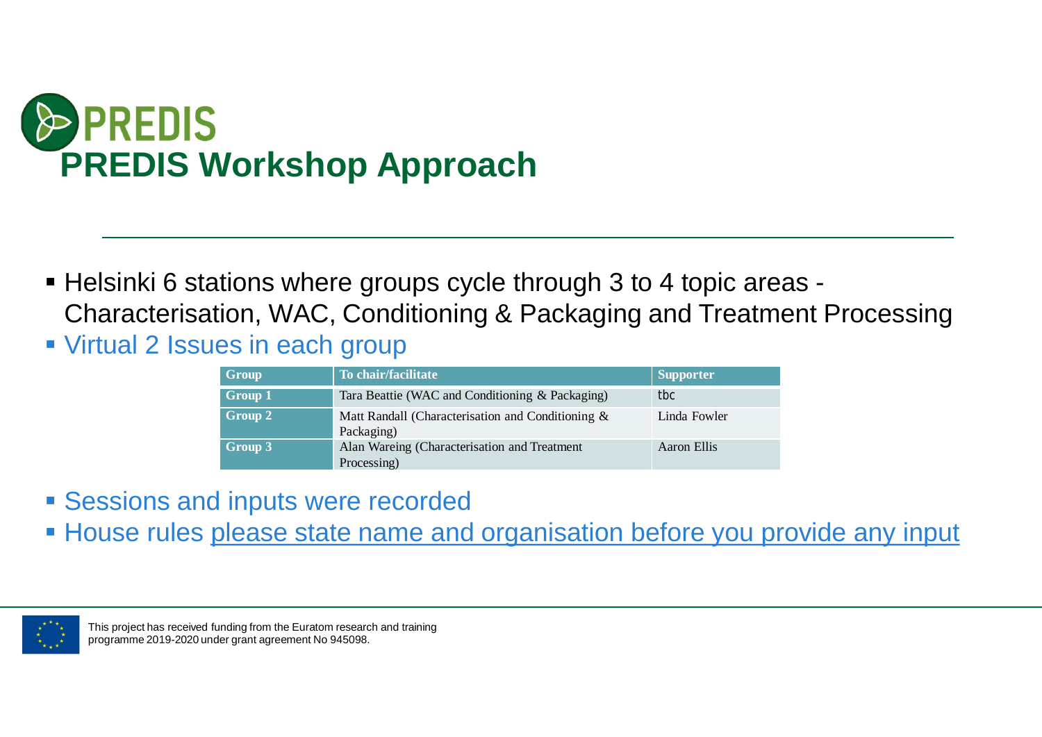# PREDIS Workshop Approach

- Helsinki 6 stations where groups cycle through 3 to 4 topic areas - Characterisation, WAC, Conditioning & Packaging and Treatment Processing
- Virtual 2 Issues in each group

| Group | To chair/facilitate | Supporter |
|---|---|---|
| Group 1 | Tara Beattie (WAC and Conditioning & Packaging) | tbc |
| Group 2 | Matt Randall (Characterisation and Conditioning & Packaging) | Linda Fowler |
| Group 3 | Alan Wareing (Characterisation and Treatment Processing) | Aaron Ellis |

- Sessions and inputs were recorded
- House rules please state name and organisation before you provide any input

This project has received funding from the Euratom research and training programme 2019-2020 under grant agreement No 945098.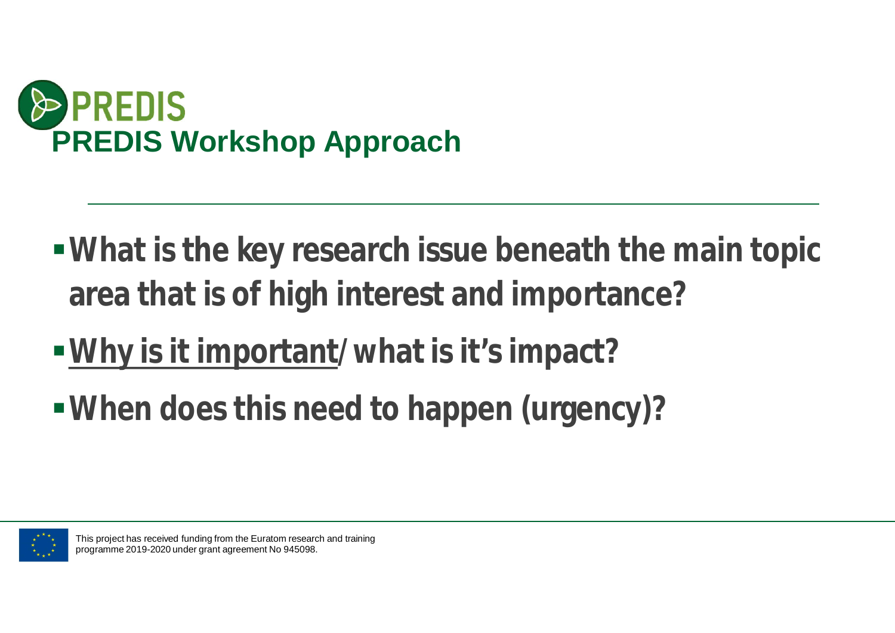# PREDIS Workshop Approach

- **What is the key research issue beneath the main topic area that is of high interest and importance?**
- **<u>Why is it important</u>/ what is it's impact?**
- **When does this need to happen (urgency)?**

This project has received funding from the Euratom research and training programme 2019-2020 under grant agreement No 945098.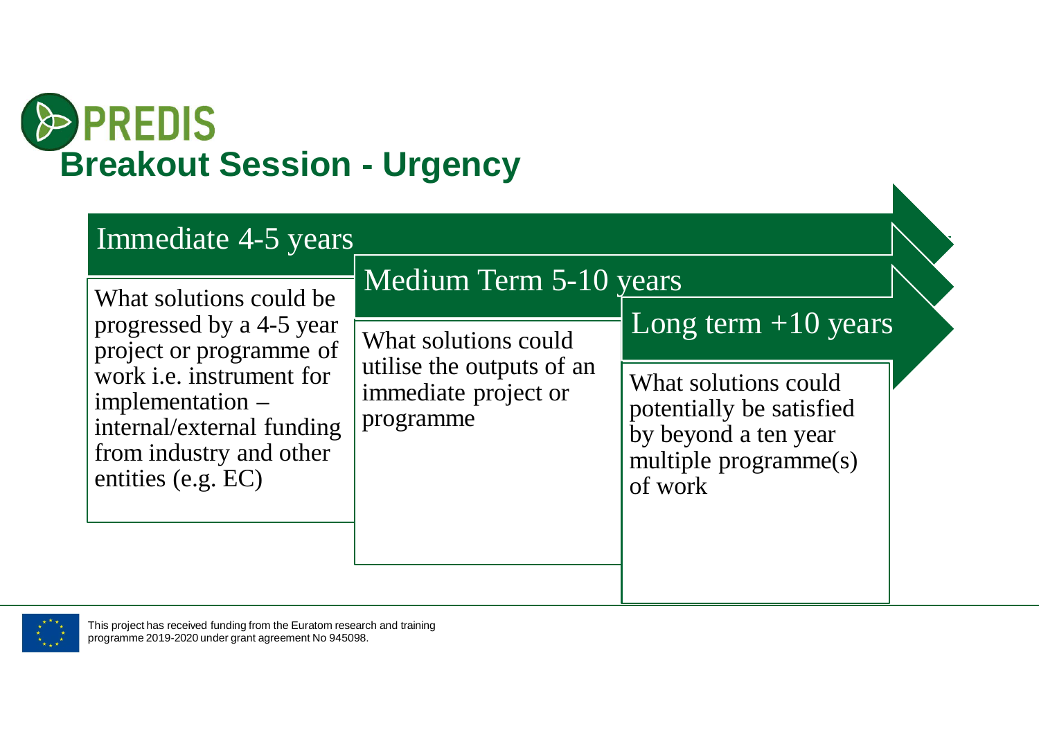# PREDIS

## Breakout Session - Urgency

### Immediate 4-5 years

What solutions could be progressed by a 4-5 year project or programme of work i.e. instrument for implementation – internal/external funding from industry and other entities (e.g. EC)

### Medium Term 5-10 years

What solutions could utilise the outputs of an immediate project or programme

### Long term +10 years

What solutions could potentially be satisfied by beyond a ten year multiple programme(s) of work

This project has received funding from the Euratom research and training programme 2019-2020 under grant agreement No 945098.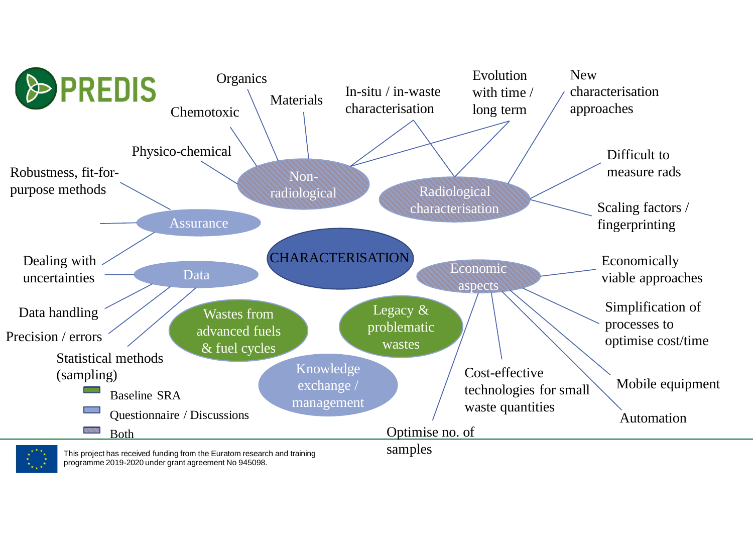PREDIS

CHARACTERISATION

- Non-radiological
  - Organics
  - Materials
  - Chemotoxic
  - Physico-chemical
  - In-situ / in-waste characterisation
  - Evolution with time / long term
- Radiological characterisation
  - In-situ / in-waste characterisation
  - Evolution with time / long term
  - New characterisation approaches
  - Difficult to measure rads
  - Scaling factors / fingerprinting
- Assurance
  - Robustness, fit-for-purpose methods
  - Dealing with uncertainties
- Data
  - Dealing with uncertainties
  - Data handling
  - Precision / errors
  - Statistical methods (sampling)
- Economic aspects
  - Economically viable approaches
  - Simplification of processes to optimise cost/time
  - Mobile equipment
  - Automation
  - Cost-effective technologies for small waste quantities
  - Optimise no. of samples
- Wastes from advanced fuels & fuel cycles
- Legacy & problematic wastes
- Knowledge exchange / management

Legend:
- Baseline SRA
- Questionnaire / Discussions
- Both

This project has received funding from the Euratom research and training programme 2019-2020 under grant agreement No 945098.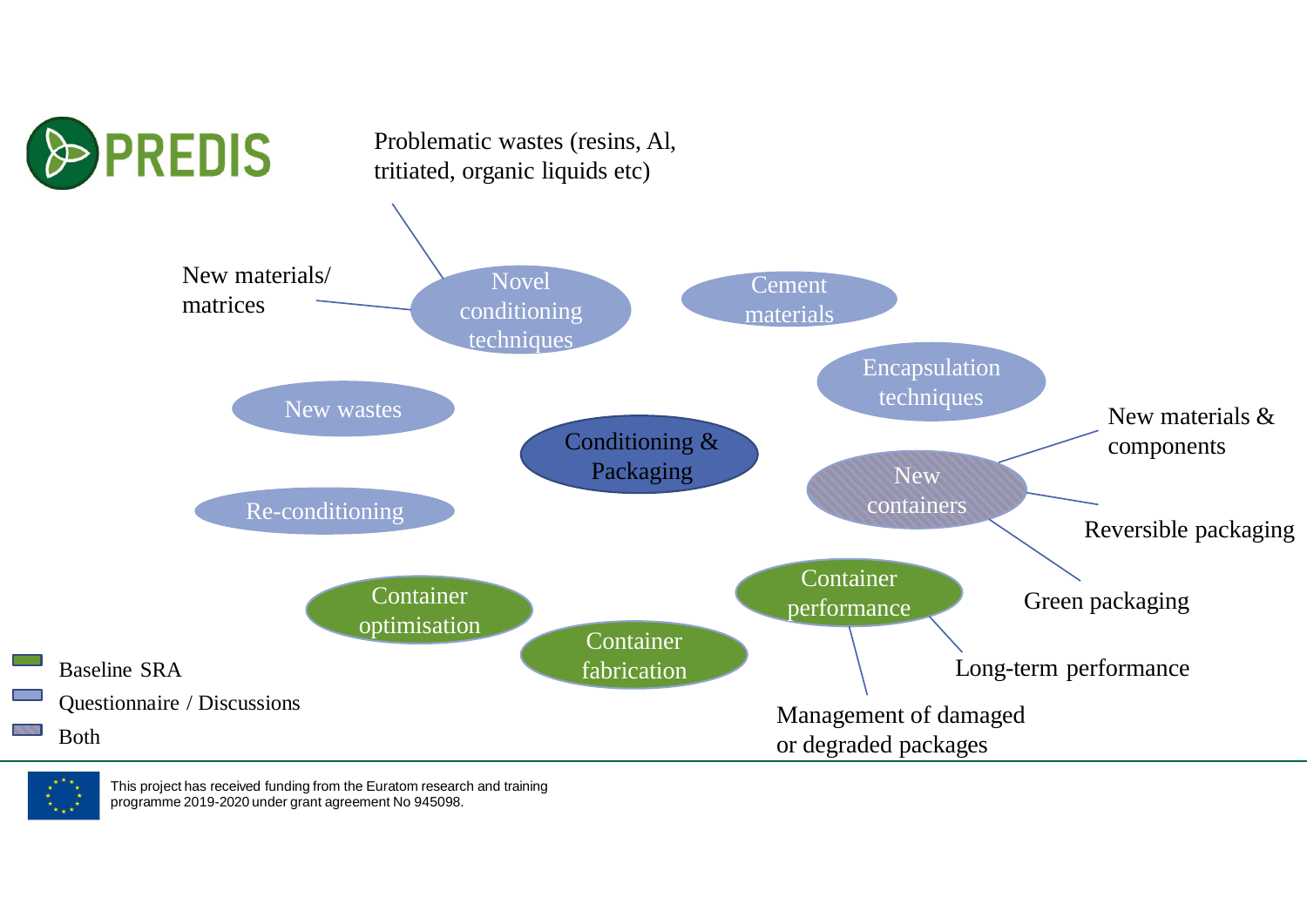PREDIS

Conditioning & Packaging

- Novel conditioning techniques
  - Problematic wastes (resins, Al, tritiated, organic liquids etc)
  - New materials/ matrices
- Cement materials
- Encapsulation techniques
- New wastes
- Re-conditioning
- New containers
  - New materials & components
  - Reversible packaging
  - Green packaging
- Container optimisation
- Container fabrication
- Container performance
  - Long-term performance
  - Management of damaged or degraded packages

Baseline SRA

Questionnaire / Discussions

Both

This project has received funding from the Euratom research and training programme 2019-2020 under grant agreement No 945098.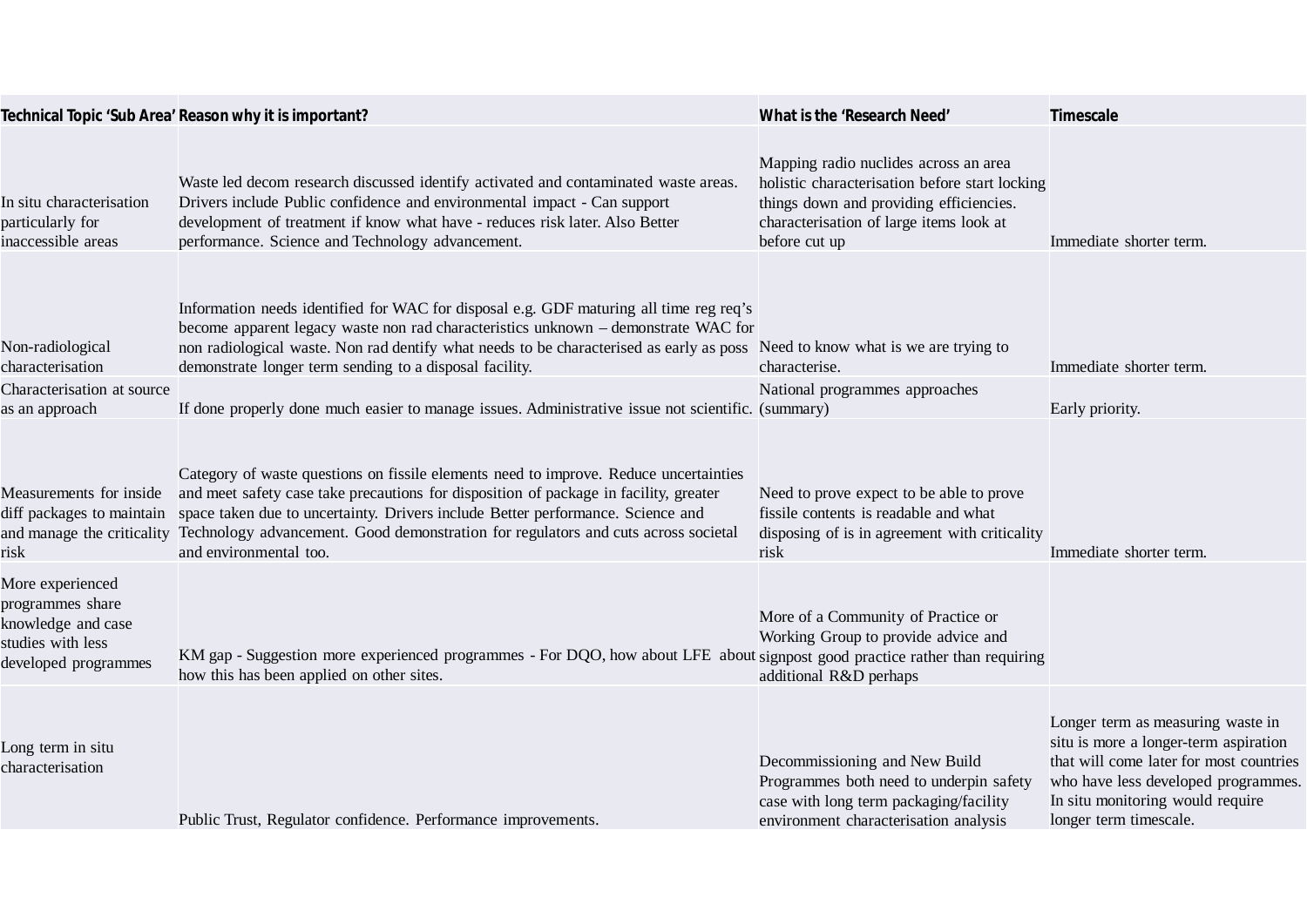| Technical Topic ‘Sub Area’ | Reason why it is important? | What is the ‘Research Need’ | Timescale |
|---|---|---|---|
| In situ characterisation particularly for inaccessible areas | Waste led decom research discussed identify activated and contaminated waste areas. Drivers include Public confidence and environmental impact - Can support development of treatment if know what have - reduces risk later. Also Better performance. Science and Technology advancement. | Mapping radio nuclides across an area holistic characterisation before start locking things down and providing efficiencies. characterisation of large items look at before cut up | Immediate shorter term. |
| Non-radiological characterisation | Information needs identified for WAC for disposal e.g. GDF maturing all time reg req’s become apparent legacy waste non rad characteristics unknown – demonstrate WAC for non radiological waste. Non rad dentify what needs to be characterised as early as poss demonstrate longer term sending to a disposal facility. | Need to know what is we are trying to characterise. | Immediate shorter term. |
| Characterisation at source as an approach | If done properly done much easier to manage issues. Administrative issue not scientific. | National programmes approaches (summary) | Early priority. |
| Measurements for inside diff packages to maintain and manage the criticality risk | Category of waste questions on fissile elements need to improve. Reduce uncertainties and meet safety case take precautions for disposition of package in facility, greater space taken due to uncertainty. Drivers include Better performance. Science and Technology advancement. Good demonstration for regulators and cuts across societal and environmental too. | Need to prove expect to be able to prove fissile contents is readable and what disposing of is in agreement with criticality risk | Immediate shorter term. |
| More experienced programmes share knowledge and case studies with less developed programmes | KM gap - Suggestion more experienced programmes - For DQO, how about LFE about how this has been applied on other sites. | More of a Community of Practice or Working Group to provide advice and signpost good practice rather than requiring additional R&D perhaps | |
| Long term in situ characterisation | Public Trust, Regulator confidence. Performance improvements. | Decommissioning and New Build Programmes both need to underpin safety case with long term packaging/facility environment characterisation analysis | Longer term as measuring waste in situ is more a longer-term aspiration that will come later for most countries who have less developed programmes. In situ monitoring would require longer term timescale. |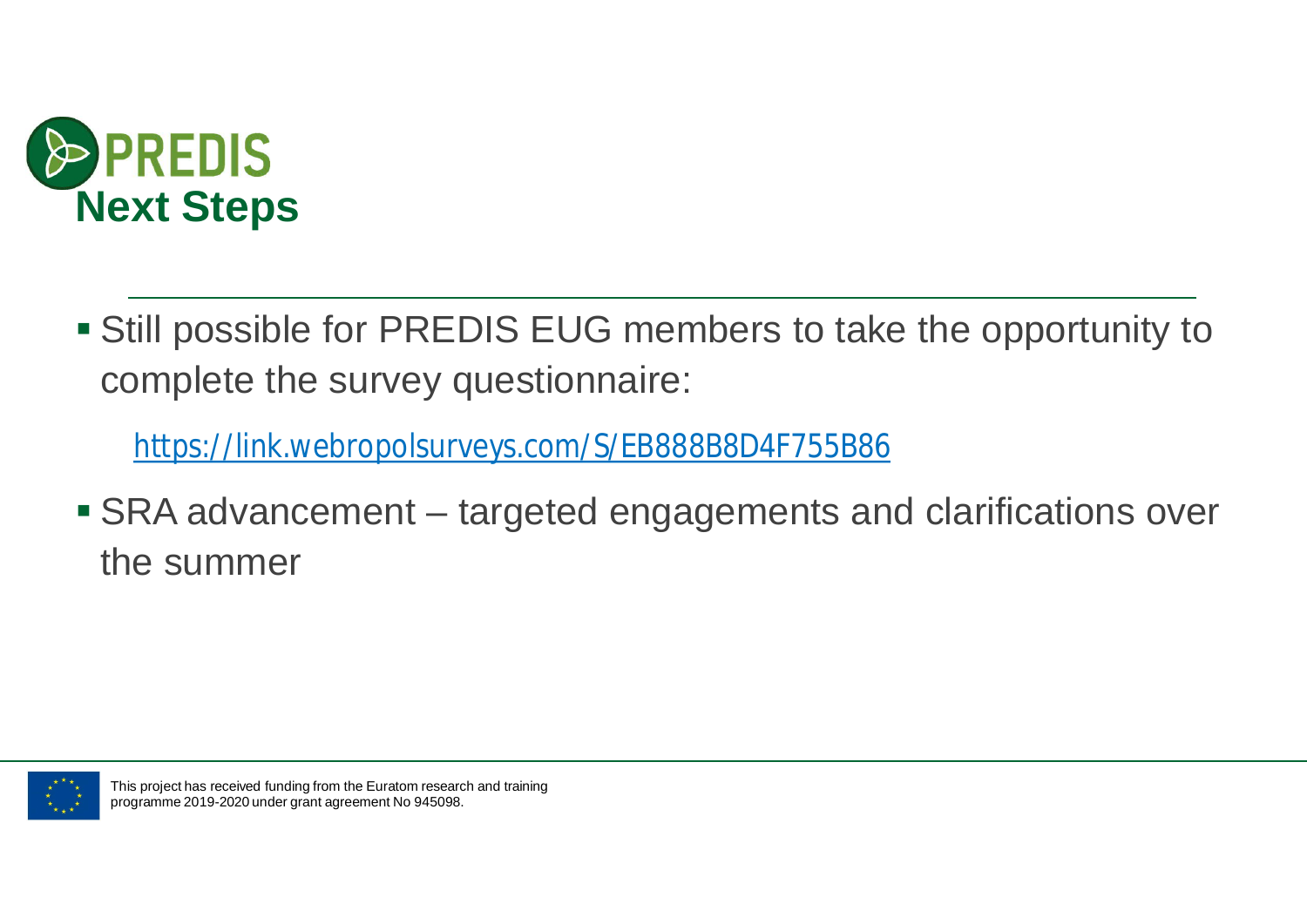PREDIS

# Next Steps

- Still possible for PREDIS EUG members to take the opportunity to complete the survey questionnaire:

  https://link.webropolsurveys.com/S/EB888B8D4F755B86

- SRA advancement – targeted engagements and clarifications over the summer

This project has received funding from the Euratom research and training programme 2019-2020 under grant agreement No 945098.